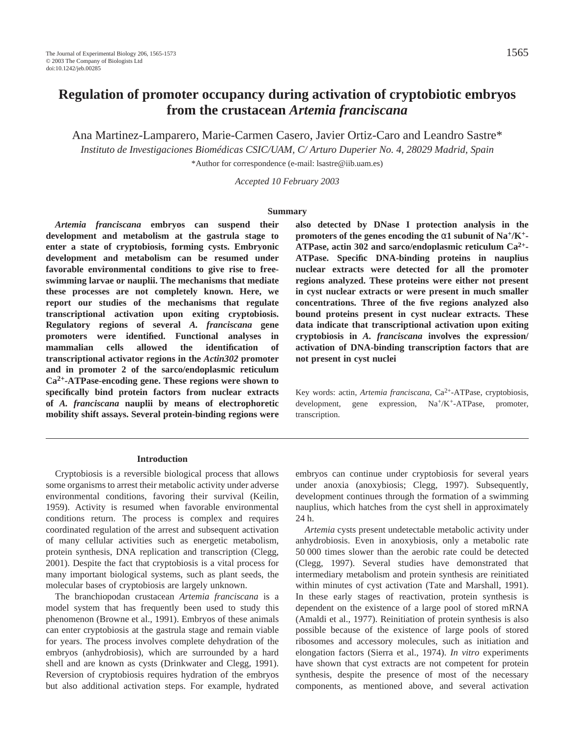# Regulation of promoter occupancy during activation of cryptobiotic embryos from the crustacean *Artemia franciscana*

Ana Martinez-Lamparero, Marie-Carmen Casero, Javier Ortiz-Caro and Leandro Sastre*

*Instituto de Investigaciones Biomédicas CSIC/UAM, C/ Arturo Duperier No. 4, 28029 Madrid, Spain*

*Author for correspondence (e-mail: lsastre@iib.uam.es)

*Accepted 10 February 2003*

## Summary

***Artemia franciscana*** **embryos can suspend their development and metabolism at the gastrula stage to enter a state of cryptobiosis, forming cysts. Embryonic development and metabolism can be resumed under favorable environmental conditions to give rise to free-swimming larvae or nauplii. The mechanisms that mediate these processes are not completely known. Here, we report our studies of the mechanisms that regulate transcriptional activation upon exiting cryptobiosis. Regulatory regions of several** ***A. franciscana*** **gene promoters were identified. Functional analyses in mammalian cells allowed the identification of transcriptional activator regions in the** ***Actin302*** **promoter and in promoter 2 of the sarco/endoplasmic reticulum $Ca^{2+}$-ATPase-encoding gene. These regions were shown to specifically bind protein factors from nuclear extracts of** ***A. franciscana*** **nauplii by means of electrophoretic mobility shift assays. Several protein-binding regions were also detected by DNase I protection analysis in the promoters of the genes encoding the α1 subunit of $Na^+/K^+$-ATPase, actin 302 and sarco/endoplasmic reticulum $Ca^{2+}$-ATPase. Specific DNA-binding proteins in nauplius nuclear extracts were detected for all the promoter regions analyzed. These proteins were either not present in cyst nuclear extracts or were present in much smaller concentrations. Three of the five regions analyzed also bound proteins present in cyst nuclear extracts. These data indicate that transcriptional activation upon exiting cryptobiosis in** ***A. franciscana*** **involves the expression/activation of DNA-binding transcription factors that are not present in cyst nuclei**

Key words: actin, *Artemia franciscana*, $Ca^{2+}$-ATPase, cryptobiosis, development, gene expression, $Na^+/K^+$-ATPase, promoter, transcription.

## Introduction

Cryptobiosis is a reversible biological process that allows some organisms to arrest their metabolic activity under adverse environmental conditions, favoring their survival (Keilin, 1959). Activity is resumed when favorable environmental conditions return. The process is complex and requires coordinated regulation of the arrest and subsequent activation of many cellular activities such as energetic metabolism, protein synthesis, DNA replication and transcription (Clegg, 2001). Despite the fact that cryptobiosis is a vital process for many important biological systems, such as plant seeds, the molecular bases of cryptobiosis are largely unknown.

The branchiopodan crustacean *Artemia franciscana* is a model system that has frequently been used to study this phenomenon (Browne et al., 1991). Embryos of these animals can enter cryptobiosis at the gastrula stage and remain viable for years. The process involves complete dehydration of the embryos (anhydrobiosis), which are surrounded by a hard shell and are known as cysts (Drinkwater and Clegg, 1991). Reversion of cryptobiosis requires hydration of the embryos but also additional activation steps. For example, hydrated embryos can continue under cryptobiosis for several years under anoxia (anoxybiosis; Clegg, 1997). Subsequently, development continues through the formation of a swimming nauplius, which hatches from the cyst shell in approximately 24 h.

*Artemia* cysts present undetectable metabolic activity under anhydrobiosis. Even in anoxybiosis, only a metabolic rate 50 000 times slower than the aerobic rate could be detected (Clegg, 1997). Several studies have demonstrated that intermediary metabolism and protein synthesis are reinitiated within minutes of cyst activation (Tate and Marshall, 1991). In these early stages of reactivation, protein synthesis is dependent on the existence of a large pool of stored mRNA (Amaldi et al., 1977). Reinitiation of protein synthesis is also possible because of the existence of large pools of stored ribosomes and accessory molecules, such as initiation and elongation factors (Sierra et al., 1974). *In vitro* experiments have shown that cyst extracts are not competent for protein synthesis, despite the presence of most of the necessary components, as mentioned above, and several activation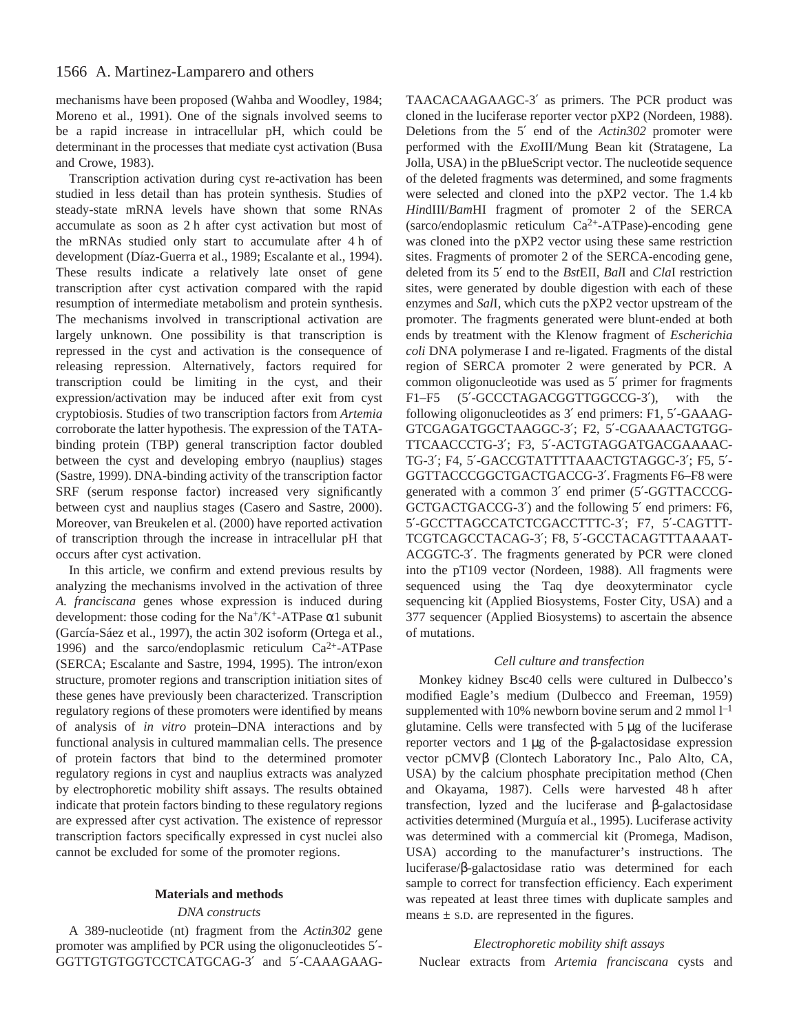mechanisms have been proposed (Wahba and Woodley, 1984; Moreno et al., 1991). One of the signals involved seems to be a rapid increase in intracellular pH, which could be determinant in the processes that mediate cyst activation (Busa and Crowe, 1983).

Transcription activation during cyst re-activation has been studied in less detail than has protein synthesis. Studies of steady-state mRNA levels have shown that some RNAs accumulate as soon as 2 h after cyst activation but most of the mRNAs studied only start to accumulate after 4 h of development (Díaz-Guerra et al., 1989; Escalante et al., 1994). These results indicate a relatively late onset of gene transcription after cyst activation compared with the rapid resumption of intermediate metabolism and protein synthesis. The mechanisms involved in transcriptional activation are largely unknown. One possibility is that transcription is repressed in the cyst and activation is the consequence of releasing repression. Alternatively, factors required for transcription could be limiting in the cyst, and their expression/activation may be induced after exit from cyst cryptobiosis. Studies of two transcription factors from *Artemia* corroborate the latter hypothesis. The expression of the TATA-binding protein (TBP) general transcription factor doubled between the cyst and developing embryo (nauplius) stages (Sastre, 1999). DNA-binding activity of the transcription factor SRF (serum response factor) increased very significantly between cyst and nauplius stages (Casero and Sastre, 2000). Moreover, van Breukelen et al. (2000) have reported activation of transcription through the increase in intracellular pH that occurs after cyst activation.

In this article, we confirm and extend previous results by analyzing the mechanisms involved in the activation of three *A. franciscana* genes whose expression is induced during development: those coding for the $Na^+/K^+$-ATPase α1 subunit (García-Sáez et al., 1997), the actin 302 isoform (Ortega et al., 1996) and the sarco/endoplasmic reticulum $Ca^{2+}$-ATPase (SERCA; Escalante and Sastre, 1994, 1995). The intron/exon structure, promoter regions and transcription initiation sites of these genes have previously been characterized. Transcription regulatory regions of these promoters were identified by means of analysis of *in vitro* protein–DNA interactions and by functional analysis in cultured mammalian cells. The presence of protein factors that bind to the determined promoter regulatory regions in cyst and nauplius extracts was analyzed by electrophoretic mobility shift assays. The results obtained indicate that protein factors binding to these regulatory regions are expressed after cyst activation. The existence of repressor transcription factors specifically expressed in cyst nuclei also cannot be excluded for some of the promoter regions.

## Materials and methods

### *DNA constructs*

A 389-nucleotide (nt) fragment from the *Actin302* gene promoter was amplified by PCR using the oligonucleotides 5′-GGTTGTGTGGTCCTCATGCAG-3′ and 5′-CAAAGAAGTAACACAAGAAGC-3′ as primers. The PCR product was cloned in the luciferase reporter vector pXP2 (Nordeen, 1988). Deletions from the 5′ end of the *Actin302* promoter were performed with the *Exo*III/Mung Bean kit (Stratagene, La Jolla, USA) in the pBlueScript vector. The nucleotide sequence of the deleted fragments was determined, and some fragments were selected and cloned into the pXP2 vector. The 1.4 kb *Hin*dIII/*Bam*HI fragment of promoter 2 of the SERCA (sarco/endoplasmic reticulum $Ca^{2+}$-ATPase)-encoding gene was cloned into the pXP2 vector using these same restriction sites. Fragments of promoter 2 of the SERCA-encoding gene, deleted from its 5′ end to the *Bst*EII, *Bal*I and *Cla*I restriction sites, were generated by double digestion with each of these enzymes and *Sal*I, which cuts the pXP2 vector upstream of the promoter. The fragments generated were blunt-ended at both ends by treatment with the Klenow fragment of *Escherichia coli* DNA polymerase I and re-ligated. Fragments of the distal region of SERCA promoter 2 were generated by PCR. A common oligonucleotide was used as 5′ primer for fragments F1–F5 (5′-GCCCTAGACGGTTGGCCG-3′), with the following oligonucleotides as 3′ end primers: F1, 5′-GAAAG-GTCGAGATGGCTAAGGC-3′; F2, 5′-CGAAAACTGTGG-TTCAACCCTG-3′; F3, 5′-ACTGTAGGATGACGAAAAC-TG-3′; F4, 5′-GACCGTATTTTAAACTGTAGGC-3′; F5, 5′-GGTTACCCGGCTGACTGACCG-3′. Fragments F6–F8 were generated with a common 3′ end primer (5′-GGTTACCCG-GCTGACTGACCG-3′) and the following 5′ end primers: F6, 5′-GCCTTAGCCATCTCGACCTTTC-3′; F7, 5′-CAGTTT-TCGTCAGCCTACAG-3′; F8, 5′-GCCTACAGTTTAAAAT-ACGGTC-3′. The fragments generated by PCR were cloned into the pT109 vector (Nordeen, 1988). All fragments were sequenced using the Taq dye deoxyterminator cycle sequencing kit (Applied Biosystems, Foster City, USA) and a 377 sequencer (Applied Biosystems) to ascertain the absence of mutations.

### *Cell culture and transfection*

Monkey kidney Bsc40 cells were cultured in Dulbecco's modified Eagle's medium (Dulbecco and Freeman, 1959) supplemented with 10% newborn bovine serum and 2 mmol $l^{-1}$ glutamine. Cells were transfected with 5 μg of the luciferase reporter vectors and 1 μg of the β-galactosidase expression vector pCMVβ (Clontech Laboratory Inc., Palo Alto, CA, USA) by the calcium phosphate precipitation method (Chen and Okayama, 1987). Cells were harvested 48 h after transfection, lyzed and the luciferase and β-galactosidase activities determined (Murguía et al., 1995). Luciferase activity was determined with a commercial kit (Promega, Madison, USA) according to the manufacturer's instructions. The luciferase/β-galactosidase ratio was determined for each sample to correct for transfection efficiency. Each experiment was repeated at least three times with duplicate samples and means ± S.D. are represented in the figures.

### *Electrophoretic mobility shift assays*

Nuclear extracts from *Artemia franciscana* cysts and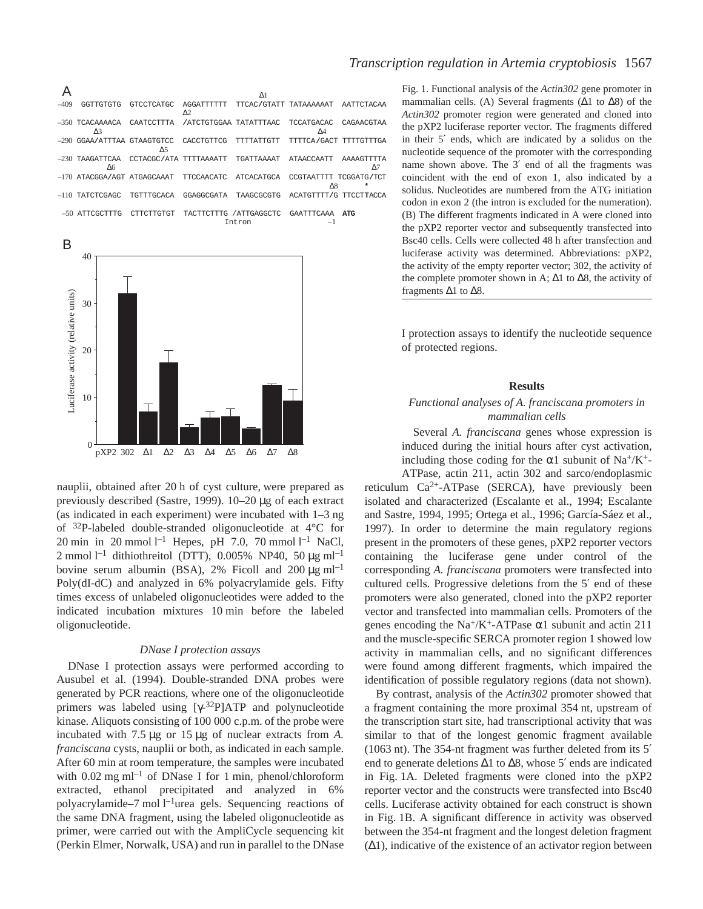Fig. 1. Functional analysis of the *Actin302* gene promoter in mammalian cells. (A) Several fragments (Δ1 to Δ8) of the *Actin302* promoter region were generated and cloned into the pXP2 luciferase reporter vector. The fragments differed in their 5′ ends, which are indicated by a solidus on the nucleotide sequence of the promoter with the corresponding name shown above. The 3′ end of all the fragments was coincident with the end of exon 1, also indicated by a solidus. Nucleotides are numbered from the ATG initiation codon in exon 2 (the intron is excluded for the numeration). (B) The different fragments indicated in A were cloned into the pXP2 reporter vector and subsequently transfected into Bsc40 cells. Cells were collected 48 h after transfection and luciferase activity was determined. Abbreviations: pXP2, the activity of the empty reporter vector; 302, the activity of the complete promoter shown in A; Δ1 to Δ8, the activity of fragments Δ1 to Δ8.

nauplii, obtained after 20 h of cyst culture, were prepared as previously described (Sastre, 1999). 10–20 μg of each extract (as indicated in each experiment) were incubated with 1–3 ng of $^{32}$P-labeled double-stranded oligonucleotide at 4°C for 20 min in 20 mmol $l^{-1}$ Hepes, pH 7.0, 70 mmol $l^{-1}$ NaCl, 2 mmol $l^{-1}$ dithiothreitol (DTT), 0.005% NP40, 50 μg $ml^{-1}$ bovine serum albumin (BSA), 2% Ficoll and 200 μg $ml^{-1}$ Poly(dI-dC) and analyzed in 6% polyacrylamide gels. Fifty times excess of unlabeled oligonucleotides were added to the indicated incubation mixtures 10 min before the labeled oligonucleotide.

### *DNase I protection assays*

DNase I protection assays were performed according to Ausubel et al. (1994). Double-stranded DNA probes were generated by PCR reactions, where one of the oligonucleotide primers was labeled using [γ-$^{32}$P]ATP and polynucleotide kinase. Aliquots consisting of 100 000 c.p.m. of the probe were incubated with 7.5 μg or 15 μg of nuclear extracts from *A. franciscana* cysts, nauplii or both, as indicated in each sample. After 60 min at room temperature, the samples were incubated with 0.02 mg $ml^{-1}$ of DNase I for 1 min, phenol/chloroform extracted, ethanol precipitated and analyzed in 6% polyacrylamide–7 mol $l^{-1}$ urea gels. Sequencing reactions of the same DNA fragment, using the labeled oligonucleotide as primer, were carried out with the AmpliCycle sequencing kit (Perkin Elmer, Norwalk, USA) and run in parallel to the DNase I protection assays to identify the nucleotide sequence of protected regions.

## Results

### *Functional analyses of A. franciscana promoters in mammalian cells*

Several *A. franciscana* genes whose expression is induced during the initial hours after cyst activation, including those coding for the α1 subunit of $Na^+/K^+$-ATPase, actin 211, actin 302 and sarco/endoplasmic reticulum $Ca^{2+}$-ATPase (SERCA), have previously been isolated and characterized (Escalante et al., 1994; Escalante and Sastre, 1994, 1995; Ortega et al., 1996; García-Sáez et al., 1997). In order to determine the main regulatory regions present in the promoters of these genes, pXP2 reporter vectors containing the luciferase gene under control of the corresponding *A. franciscana* promoters were transfected into cultured cells. Progressive deletions from the 5′ end of these promoters were also generated, cloned into the pXP2 reporter vector and transfected into mammalian cells. Promoters of the genes encoding the $Na^+/K^+$-ATPase α1 subunit and actin 211 and the muscle-specific SERCA promoter region 1 showed low activity in mammalian cells, and no significant differences were found among different fragments, which impaired the identification of possible regulatory regions (data not shown).

By contrast, analysis of the *Actin302* promoter showed that a fragment containing the more proximal 354 nt, upstream of the transcription start site, had transcriptional activity that was similar to that of the longest genomic fragment available (1063 nt). The 354-nt fragment was further deleted from its 5′ end to generate deletions Δ1 to Δ8, whose 5′ ends are indicated in Fig. 1A. Deleted fragments were cloned into the pXP2 reporter vector and the constructs were transfected into Bsc40 cells. Luciferase activity obtained for each construct is shown in Fig. 1B. A significant difference in activity was observed between the 354-nt fragment and the longest deletion fragment (Δ1), indicative of the existence of an activator region between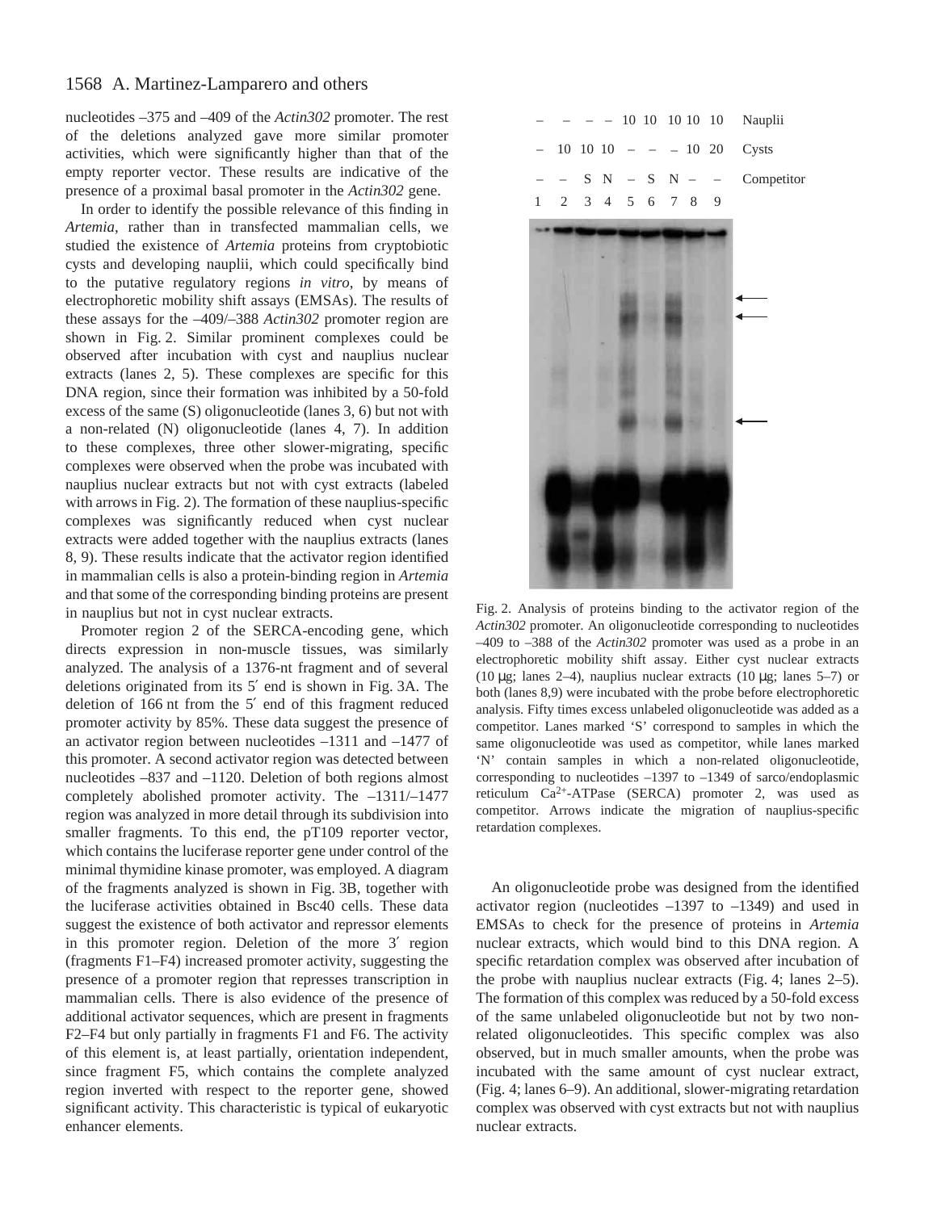nucleotides –375 and –409 of the *Actin302* promoter. The rest of the deletions analyzed gave more similar promoter activities, which were significantly higher than that of the empty reporter vector. These results are indicative of the presence of a proximal basal promoter in the *Actin302* gene.

In order to identify the possible relevance of this finding in *Artemia*, rather than in transfected mammalian cells, we studied the existence of *Artemia* proteins from cryptobiotic cysts and developing nauplii, which could specifically bind to the putative regulatory regions *in vitro*, by means of electrophoretic mobility shift assays (EMSAs). The results of these assays for the –409/–388 *Actin302* promoter region are shown in Fig. 2. Similar prominent complexes could be observed after incubation with cyst and nauplius nuclear extracts (lanes 2, 5). These complexes are specific for this DNA region, since their formation was inhibited by a 50-fold excess of the same (S) oligonucleotide (lanes 3, 6) but not with a non-related (N) oligonucleotide (lanes 4, 7). In addition to these complexes, three other slower-migrating, specific complexes were observed when the probe was incubated with nauplius nuclear extracts but not with cyst extracts (labeled with arrows in Fig. 2). The formation of these nauplius-specific complexes was significantly reduced when cyst nuclear extracts were added together with the nauplius extracts (lanes 8, 9). These results indicate that the activator region identified in mammalian cells is also a protein-binding region in *Artemia* and that some of the corresponding binding proteins are present in nauplius but not in cyst nuclear extracts.

Promoter region 2 of the SERCA-encoding gene, which directs expression in non-muscle tissues, was similarly analyzed. The analysis of a 1376-nt fragment and of several deletions originated from its 5′ end is shown in Fig. 3A. The deletion of 166 nt from the 5′ end of this fragment reduced promoter activity by 85%. These data suggest the presence of an activator region between nucleotides –1311 and –1477 of this promoter. A second activator region was detected between nucleotides –837 and –1120. Deletion of both regions almost completely abolished promoter activity. The –1311/–1477 region was analyzed in more detail through its subdivision into smaller fragments. To this end, the pT109 reporter vector, which contains the luciferase reporter gene under control of the minimal thymidine kinase promoter, was employed. A diagram of the fragments analyzed is shown in Fig. 3B, together with the luciferase activities obtained in Bsc40 cells. These data suggest the existence of both activator and repressor elements in this promoter region. Deletion of the more 3′ region (fragments F1–F4) increased promoter activity, suggesting the presence of a promoter region that represses transcription in mammalian cells. There is also evidence of the presence of additional activator sequences, which are present in fragments F2–F4 but only partially in fragments F1 and F6. The activity of this element is, at least partially, orientation independent, since fragment F5, which contains the complete analyzed region inverted with respect to the reporter gene, showed significant activity. This characteristic is typical of eukaryotic enhancer elements.

| – | – | – | – | 10 | 10 | 10 | 10 | 10 | Nauplii |
|---|---|---|---|---|---|---|---|---|---|
| – | 10 | 10 | 10 | – | – | – | 10 | 20 | Cysts |
| – | – | S | N | – | S | N | – | – | Competitor |
| 1 | 2 | 3 | 4 | 5 | 6 | 7 | 8 | 9 | |

Fig. 2. Analysis of proteins binding to the activator region of the *Actin302* promoter. An oligonucleotide corresponding to nucleotides –409 to –388 of the *Actin302* promoter was used as a probe in an electrophoretic mobility shift assay. Either cyst nuclear extracts (10 μg; lanes 2–4), nauplius nuclear extracts (10 μg; lanes 5–7) or both (lanes 8,9) were incubated with the probe before electrophoretic analysis. Fifty times excess unlabeled oligonucleotide was added as a competitor. Lanes marked 'S' correspond to samples in which the same oligonucleotide was used as competitor, while lanes marked 'N' contain samples in which a non-related oligonucleotide, corresponding to nucleotides –1397 to –1349 of sarco/endoplasmic reticulum $Ca^{2+}$-ATPase (SERCA) promoter 2, was used as competitor. Arrows indicate the migration of nauplius-specific retardation complexes.

An oligonucleotide probe was designed from the identified activator region (nucleotides –1397 to –1349) and used in EMSAs to check for the presence of proteins in *Artemia* nuclear extracts, which would bind to this DNA region. A specific retardation complex was observed after incubation of the probe with nauplius nuclear extracts (Fig. 4; lanes 2–5). The formation of this complex was reduced by a 50-fold excess of the same unlabeled oligonucleotide but not by two non-related oligonucleotides. This specific complex was also observed, but in much smaller amounts, when the probe was incubated with the same amount of cyst nuclear extract, (Fig. 4; lanes 6–9). An additional, slower-migrating retardation complex was observed with cyst extracts but not with nauplius nuclear extracts.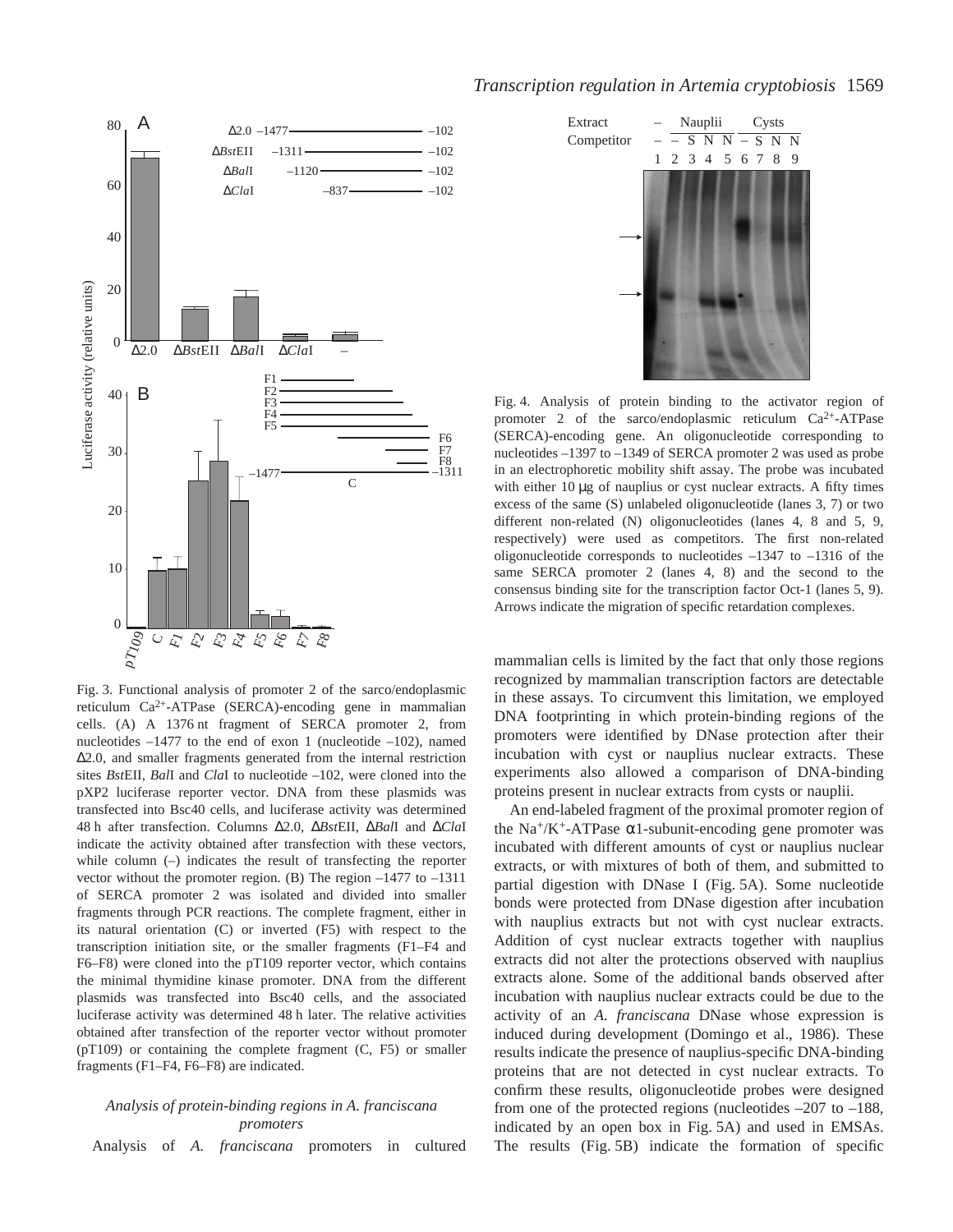Fig. 3. Functional analysis of promoter 2 of the sarco/endoplasmic reticulum $Ca^{2+}$-ATPase (SERCA)-encoding gene in mammalian cells. (A) A 1376 nt fragment of SERCA promoter 2, from nucleotides –1477 to the end of exon 1 (nucleotide –102), named Δ2.0, and smaller fragments generated from the internal restriction sites *Bst*EII, *Bal*I and *Cla*I to nucleotide –102, were cloned into the pXP2 luciferase reporter vector. DNA from these plasmids was transfected into Bsc40 cells, and luciferase activity was determined 48 h after transfection. Columns Δ2.0, Δ*Bst*EII, Δ*Bal*I and Δ*Cla*I indicate the activity obtained after transfection with these vectors, while column (–) indicates the result of transfecting the reporter vector without the promoter region. (B) The region –1477 to –1311 of SERCA promoter 2 was isolated and divided into smaller fragments through PCR reactions. The complete fragment, either in its natural orientation (C) or inverted (F5) with respect to the transcription initiation site, or the smaller fragments (F1–F4 and F6–F8) were cloned into the pT109 reporter vector, which contains the minimal thymidine kinase promoter. DNA from the different plasmids was transfected into Bsc40 cells, and the associated luciferase activity was determined 48 h later. The relative activities obtained after transfection of the reporter vector without promoter (pT109) or containing the complete fragment (C, F5) or smaller fragments (F1–F4, F6–F8) are indicated.

Fig. 4. Analysis of protein binding to the activator region of promoter 2 of the sarco/endoplasmic reticulum $Ca^{2+}$-ATPase (SERCA)-encoding gene. An oligonucleotide corresponding to nucleotides –1397 to –1349 of SERCA promoter 2 was used as probe in an electrophoretic mobility shift assay. The probe was incubated with either 10 μg of nauplius or cyst nuclear extracts. A fifty times excess of the same (S) unlabeled oligonucleotide (lanes 3, 7) or two different non-related (N) oligonucleotides (lanes 4, 8 and 5, 9, respectively) were used as competitors. The first non-related oligonucleotide corresponds to nucleotides –1347 to –1316 of the same SERCA promoter 2 (lanes 4, 8) and the second to the consensus binding site for the transcription factor Oct-1 (lanes 5, 9). Arrows indicate the migration of specific retardation complexes.

### *Analysis of protein-binding regions in A. franciscana promoters*

Analysis of *A. franciscana* promoters in cultured mammalian cells is limited by the fact that only those regions recognized by mammalian transcription factors are detectable in these assays. To circumvent this limitation, we employed DNA footprinting in which protein-binding regions of the promoters were identified by DNase protection after their incubation with cyst or nauplius nuclear extracts. These experiments also allowed a comparison of DNA-binding proteins present in nuclear extracts from cysts or nauplii.

An end-labeled fragment of the proximal promoter region of the $Na^{+}/K^{+}$-ATPase α1-subunit-encoding gene promoter was incubated with different amounts of cyst or nauplius nuclear extracts, or with mixtures of both of them, and submitted to partial digestion with DNase I (Fig. 5A). Some nucleotide bonds were protected from DNase digestion after incubation with nauplius extracts but not with cyst nuclear extracts. Addition of cyst nuclear extracts together with nauplius extracts did not alter the protections observed with nauplius extracts alone. Some of the additional bands observed after incubation with nauplius nuclear extracts could be due to the activity of an *A. franciscana* DNase whose expression is induced during development (Domingo et al., 1986). These results indicate the presence of nauplius-specific DNA-binding proteins that are not detected in cyst nuclear extracts. To confirm these results, oligonucleotide probes were designed from one of the protected regions (nucleotides –207 to –188, indicated by an open box in Fig. 5A) and used in EMSAs. The results (Fig. 5B) indicate the formation of specific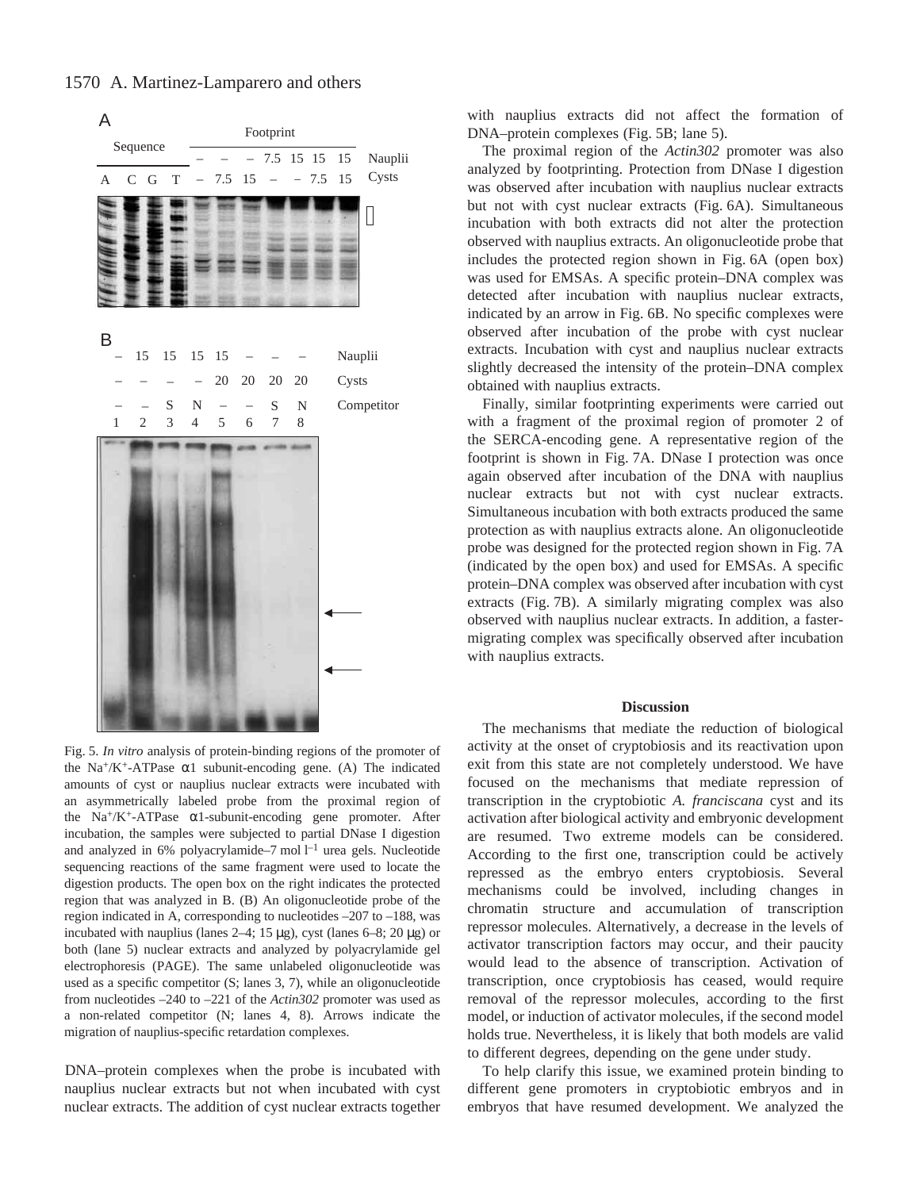A

| Sequence | | | | Footprint | | | | | | | |
|---|---|---|---|---|---|---|---|---|---|---|---|
| | | | | – | – | – | 7.5 | 15 | 15 | 15 | Nauplii |
| A | C | G | T | – | 7.5 | 15 | – | – | 7.5 | 15 | Cysts |

B

| | | | | | | | | |
|---|---|---|---|---|---|---|---|---|
| – | 15 | 15 | 15 | 15 | – | – | – | Nauplii |
| – | – | – | – | 20 | 20 | 20 | 20 | Cysts |
| – | – | S | N | – | – | S | N | Competitor |
| 1 | 2 | 3 | 4 | 5 | 6 | 7 | 8 | |

Fig. 5. *In vitro* analysis of protein-binding regions of the promoter of the $Na^+/K^+$-ATPase α1 subunit-encoding gene. (A) The indicated amounts of cyst or nauplius nuclear extracts were incubated with an asymmetrically labeled probe from the proximal region of the $Na^+/K^+$-ATPase α1-subunit-encoding gene promoter. After incubation, the samples were subjected to partial DNase I digestion and analyzed in 6% polyacrylamide–7 mol $l^{-1}$ urea gels. Nucleotide sequencing reactions of the same fragment were used to locate the digestion products. The open box on the right indicates the protected region that was analyzed in B. (B) An oligonucleotide probe of the region indicated in A, corresponding to nucleotides –207 to –188, was incubated with nauplius (lanes 2–4; 15 μg), cyst (lanes 6–8; 20 μg) or both (lane 5) nuclear extracts and analyzed by polyacrylamide gel electrophoresis (PAGE). The same unlabeled oligonucleotide was used as a specific competitor (S; lanes 3, 7), while an oligonucleotide from nucleotides –240 to –221 of the *Actin302* promoter was used as a non-related competitor (N; lanes 4, 8). Arrows indicate the migration of nauplius-specific retardation complexes.

DNA–protein complexes when the probe is incubated with nauplius nuclear extracts but not when incubated with cyst nuclear extracts. The addition of cyst nuclear extracts together with nauplius extracts did not affect the formation of DNA–protein complexes (Fig. 5B; lane 5).

The proximal region of the *Actin302* promoter was also analyzed by footprinting. Protection from DNase I digestion was observed after incubation with nauplius nuclear extracts but not with cyst nuclear extracts (Fig. 6A). Simultaneous incubation with both extracts did not alter the protection observed with nauplius extracts. An oligonucleotide probe that includes the protected region shown in Fig. 6A (open box) was used for EMSAs. A specific protein–DNA complex was detected after incubation with nauplius nuclear extracts, indicated by an arrow in Fig. 6B. No specific complexes were observed after incubation of the probe with cyst nuclear extracts. Incubation with cyst and nauplius nuclear extracts slightly decreased the intensity of the protein–DNA complex obtained with nauplius extracts.

Finally, similar footprinting experiments were carried out with a fragment of the proximal region of promoter 2 of the SERCA-encoding gene. A representative region of the footprint is shown in Fig. 7A. DNase I protection was once again observed after incubation of the DNA with nauplius nuclear extracts but not with cyst nuclear extracts. Simultaneous incubation with both extracts produced the same protection as with nauplius extracts alone. An oligonucleotide probe was designed for the protected region shown in Fig. 7A (indicated by the open box) and used for EMSAs. A specific protein–DNA complex was observed after incubation with cyst extracts (Fig. 7B). A similarly migrating complex was also observed with nauplius nuclear extracts. In addition, a faster-migrating complex was specifically observed after incubation with nauplius extracts.

## Discussion

The mechanisms that mediate the reduction of biological activity at the onset of cryptobiosis and its reactivation upon exit from this state are not completely understood. We have focused on the mechanisms that mediate repression of transcription in the cryptobiotic *A. franciscana* cyst and its activation after biological activity and embryonic development are resumed. Two extreme models can be considered. According to the first one, transcription could be actively repressed as the embryo enters cryptobiosis. Several mechanisms could be involved, including changes in chromatin structure and accumulation of transcription repressor molecules. Alternatively, a decrease in the levels of activator transcription factors may occur, and their paucity would lead to the absence of transcription. Activation of transcription, once cryptobiosis has ceased, would require removal of the repressor molecules, according to the first model, or induction of activator molecules, if the second model holds true. Nevertheless, it is likely that both models are valid to different degrees, depending on the gene under study.

To help clarify this issue, we examined protein binding to different gene promoters in cryptobiotic embryos and in embryos that have resumed development. We analyzed the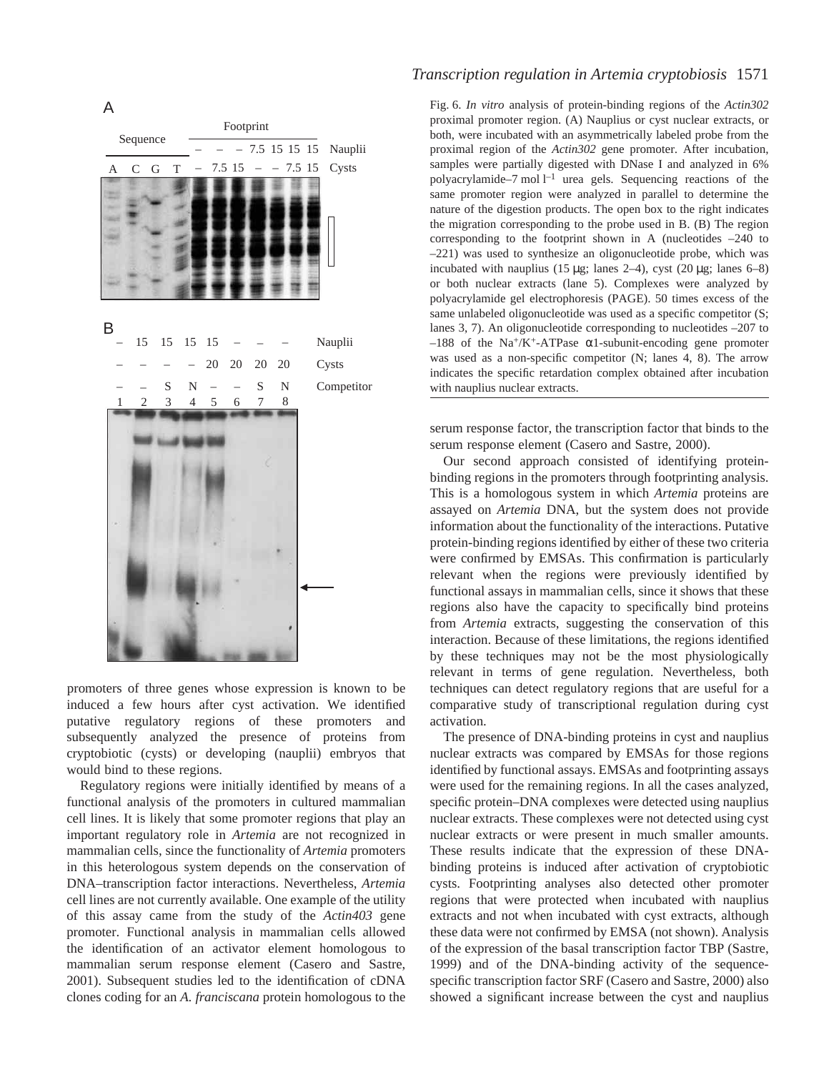Fig. 6. *In vitro* analysis of protein-binding regions of the *Actin302* proximal promoter region. (A) Nauplius or cyst nuclear extracts, or both, were incubated with an asymmetrically labeled probe from the proximal region of the *Actin302* gene promoter. After incubation, samples were partially digested with DNase I and analyzed in 6% polyacrylamide–7 mol $l^{-1}$ urea gels. Sequencing reactions of the same promoter region were analyzed in parallel to determine the nature of the digestion products. The open box to the right indicates the migration corresponding to the probe used in B. (B) The region corresponding to the footprint shown in A (nucleotides –240 to –221) was used to synthesize an oligonucleotide probe, which was incubated with nauplius (15 μg; lanes 2–4), cyst (20 μg; lanes 6–8) or both nuclear extracts (lane 5). Complexes were analyzed by polyacrylamide gel electrophoresis (PAGE). 50 times excess of the same unlabeled oligonucleotide was used as a specific competitor (S; lanes 3, 7). An oligonucleotide corresponding to nucleotides –207 to –188 of the $Na^+/K^+$-ATPase α1-subunit-encoding gene promoter was used as a non-specific competitor (N; lanes 4, 8). The arrow indicates the specific retardation complex obtained after incubation with nauplius nuclear extracts.

promoters of three genes whose expression is known to be induced a few hours after cyst activation. We identified putative regulatory regions of these promoters and subsequently analyzed the presence of proteins from cryptobiotic (cysts) or developing (nauplii) embryos that would bind to these regions.

Regulatory regions were initially identified by means of a functional analysis of the promoters in cultured mammalian cell lines. It is likely that some promoter regions that play an important regulatory role in *Artemia* are not recognized in mammalian cells, since the functionality of *Artemia* promoters in this heterologous system depends on the conservation of DNA–transcription factor interactions. Nevertheless, *Artemia* cell lines are not currently available. One example of the utility of this assay came from the study of the *Actin403* gene promoter. Functional analysis in mammalian cells allowed the identification of an activator element homologous to mammalian serum response element (Casero and Sastre, 2001). Subsequent studies led to the identification of cDNA clones coding for an *A. franciscana* protein homologous to the serum response factor, the transcription factor that binds to the serum response element (Casero and Sastre, 2000).

Our second approach consisted of identifying protein-binding regions in the promoters through footprinting analysis. This is a homologous system in which *Artemia* proteins are assayed on *Artemia* DNA, but the system does not provide information about the functionality of the interactions. Putative protein-binding regions identified by either of these two criteria were confirmed by EMSAs. This confirmation is particularly relevant when the regions were previously identified by functional assays in mammalian cells, since it shows that these regions also have the capacity to specifically bind proteins from *Artemia* extracts, suggesting the conservation of this interaction. Because of these limitations, the regions identified by these techniques may not be the most physiologically relevant in terms of gene regulation. Nevertheless, both techniques can detect regulatory regions that are useful for a comparative study of transcriptional regulation during cyst activation.

The presence of DNA-binding proteins in cyst and nauplius nuclear extracts was compared by EMSAs for those regions identified by functional assays. EMSAs and footprinting assays were used for the remaining regions. In all the cases analyzed, specific protein–DNA complexes were detected using nauplius nuclear extracts. These complexes were not detected using cyst nuclear extracts or were present in much smaller amounts. These results indicate that the expression of these DNA-binding proteins is induced after activation of cryptobiotic cysts. Footprinting analyses also detected other promoter regions that were protected when incubated with nauplius extracts and not when incubated with cyst extracts, although these data were not confirmed by EMSA (not shown). Analysis of the expression of the basal transcription factor TBP (Sastre, 1999) and of the DNA-binding activity of the sequence-specific transcription factor SRF (Casero and Sastre, 2000) also showed a significant increase between the cyst and nauplius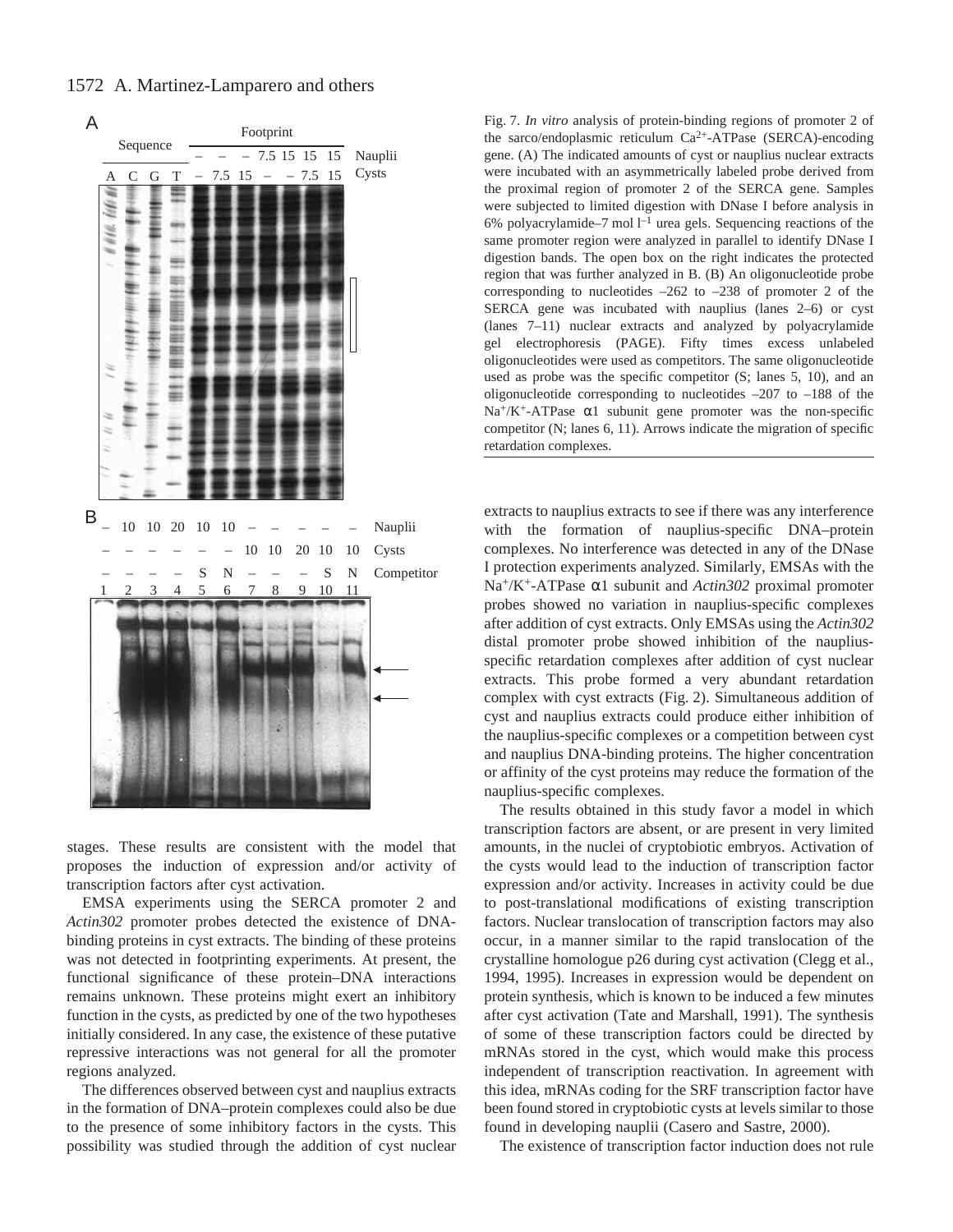Fig. 7. *In vitro* analysis of protein-binding regions of promoter 2 of the sarco/endoplasmic reticulum $Ca^{2+}$-ATPase (SERCA)-encoding gene. (A) The indicated amounts of cyst or nauplius nuclear extracts were incubated with an asymmetrically labeled probe derived from the proximal region of promoter 2 of the SERCA gene. Samples were subjected to limited digestion with DNase I before analysis in 6% polyacrylamide–7 mol $l^{-1}$ urea gels. Sequencing reactions of the same promoter region were analyzed in parallel to identify DNase I digestion bands. The open box on the right indicates the protected region that was further analyzed in B. (B) An oligonucleotide probe corresponding to nucleotides –262 to –238 of promoter 2 of the SERCA gene was incubated with nauplius (lanes 2–6) or cyst (lanes 7–11) nuclear extracts and analyzed by polyacrylamide gel electrophoresis (PAGE). Fifty times excess unlabeled oligonucleotides were used as competitors. The same oligonucleotide used as probe was the specific competitor (S; lanes 5, 10), and an oligonucleotide corresponding to nucleotides –207 to –188 of the $Na^+/K^+$-ATPase α1 subunit gene promoter was the non-specific competitor (N; lanes 6, 11). Arrows indicate the migration of specific retardation complexes.

stages. These results are consistent with the model that proposes the induction of expression and/or activity of transcription factors after cyst activation.

EMSA experiments using the SERCA promoter 2 and *Actin302* promoter probes detected the existence of DNA-binding proteins in cyst extracts. The binding of these proteins was not detected in footprinting experiments. At present, the functional significance of these protein–DNA interactions remains unknown. These proteins might exert an inhibitory function in the cysts, as predicted by one of the two hypotheses initially considered. In any case, the existence of these putative repressive interactions was not general for all the promoter regions analyzed.

The differences observed between cyst and nauplius extracts in the formation of DNA–protein complexes could also be due to the presence of some inhibitory factors in the cysts. This possibility was studied through the addition of cyst nuclear extracts to nauplius extracts to see if there was any interference with the formation of nauplius-specific DNA–protein complexes. No interference was detected in any of the DNase I protection experiments analyzed. Similarly, EMSAs with the $Na^+/K^+$-ATPase α1 subunit and *Actin302* proximal promoter probes showed no variation in nauplius-specific complexes after addition of cyst extracts. Only EMSAs using the *Actin302* distal promoter probe showed inhibition of the nauplius-specific retardation complexes after addition of cyst nuclear extracts. This probe formed a very abundant retardation complex with cyst extracts (Fig. 2). Simultaneous addition of cyst and nauplius extracts could produce either inhibition of the nauplius-specific complexes or a competition between cyst and nauplius DNA-binding proteins. The higher concentration or affinity of the cyst proteins may reduce the formation of the nauplius-specific complexes.

The results obtained in this study favor a model in which transcription factors are absent, or are present in very limited amounts, in the nuclei of cryptobiotic embryos. Activation of the cysts would lead to the induction of transcription factor expression and/or activity. Increases in activity could be due to post-translational modifications of existing transcription factors. Nuclear translocation of transcription factors may also occur, in a manner similar to the rapid translocation of the crystalline homologue p26 during cyst activation (Clegg et al., 1994, 1995). Increases in expression would be dependent on protein synthesis, which is known to be induced a few minutes after cyst activation (Tate and Marshall, 1991). The synthesis of some of these transcription factors could be directed by mRNAs stored in the cyst, which would make this process independent of transcription reactivation. In agreement with this idea, mRNAs coding for the SRF transcription factor have been found stored in cryptobiotic cysts at levels similar to those found in developing nauplii (Casero and Sastre, 2000).

The existence of transcription factor induction does not rule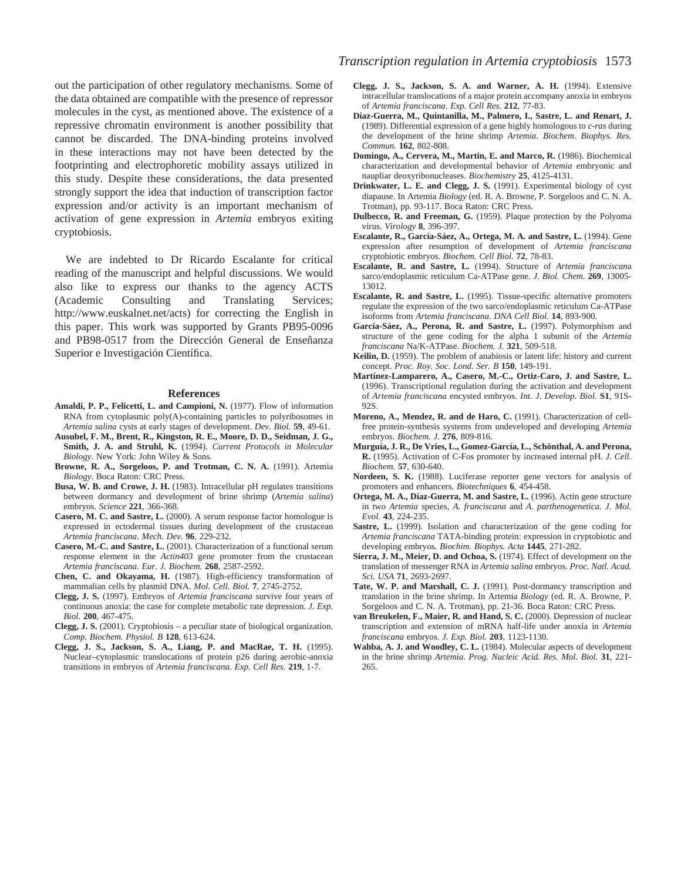out the participation of other regulatory mechanisms. Some of the data obtained are compatible with the presence of repressor molecules in the cyst, as mentioned above. The existence of a repressive chromatin environment is another possibility that cannot be discarded. The DNA-binding proteins involved in these interactions may not have been detected by the footprinting and electrophoretic mobility assays utilized in this study. Despite these considerations, the data presented strongly support the idea that induction of transcription factor expression and/or activity is an important mechanism of activation of gene expression in *Artemia* embryos exiting cryptobiosis.

We are indebted to Dr Ricardo Escalante for critical reading of the manuscript and helpful discussions. We would also like to express our thanks to the agency ACTS (Academic Consulting and Translating Services; http://www.euskalnet.net/acts) for correcting the English in this paper. This work was supported by Grants PB95-0096 and PB98-0517 from the Dirección General de Enseñanza Superior e Investigación Científica.

## References

**Amaldi, P. P., Felicetti, L. and Campioni, N.** (1977). Flow of information RNA from cytoplasmic poly(A)-containing particles to polyribosomes in *Artemia salina* cysts at early stages of development. *Dev. Biol.* **59**, 49-61.

**Ausubel, F. M., Brent, R., Kingston, R. E., Moore, D. D., Seidman, J. G., Smith, J. A. and Struhl, K.** (1994). *Current Protocols in Molecular Biology*. New York: John Wiley & Sons.

**Browne, R. A., Sorgeloos, P. and Trotman, C. N. A.** (1991). Artemia *Biology*. Boca Raton: CRC Press.

**Busa, W. B. and Crowe, J. H.** (1983). Intracellular pH regulates transitions between dormancy and development of brine shrimp (*Artemia salina*) embryos. *Science* **221**, 366-368.

**Casero, M. C. and Sastre, L.** (2000). A serum response factor homologue is expressed in ectodermal tissues during development of the crustacean *Artemia franciscana*. *Mech. Dev.* **96**, 229-232.

**Casero, M.-C. and Sastre, L.** (2001). Characterization of a functional serum response element in the *Actin403* gene promoter from the crustacean *Artemia franciscana*. *Eur. J. Biochem.* **268**, 2587-2592.

**Chen, C. and Okayama, H.** (1987). High-efficiency transformation of mammalian cells by plasmid DNA. *Mol. Cell. Biol.* **7**, 2745-2752.

**Clegg, J. S.** (1997). Embryos of *Artemia franciscana* survive four years of continuous anoxia: the case for complete metabolic rate depression. *J. Exp. Biol.* **200**, 467-475.

**Clegg, J. S.** (2001). Cryptobiosis – a peculiar state of biological organization. *Comp. Biochem. Physiol. B* **128**, 613-624.

**Clegg, J. S., Jackson, S. A., Liang, P. and MacRae, T. H.** (1995). Nuclear–cytoplasmic translocations of protein p26 during aerobic-anoxia transitions in embryos of *Artemia franciscana*. *Exp. Cell Res.* **219**, 1-7.

**Clegg, J. S., Jackson, S. A. and Warner, A. H.** (1994). Extensive intracellular translocations of a major protein accompany anoxia in embryos of *Artemia franciscana*. *Exp. Cell Res.* **212**, 77-83.

**Díaz-Guerra, M., Quintanilla, M., Palmero, I., Sastre, L. and Renart, J.** (1989). Differential expression of a gene highly homologous to *c-ras* during the development of the brine shrimp *Artemia*. *Biochem. Biophys. Res. Commun.* **162**, 802-808.

**Domingo, A., Cervera, M., Martin, E. and Marco, R.** (1986). Biochemical characterization and developmental behavior of *Artemia* embryonic and naupliar deoxyribonucleases. *Biochemistry* **25**, 4125-4131.

**Drinkwater, L. E. and Clegg, J. S.** (1991). Experimental biology of cyst diapause. In Artemia *Biology* (ed. R. A. Browne, P. Sorgeloos and C. N. A. Trotman), pp. 93-117. Boca Raton: CRC Press.

**Dulbecco, R. and Freeman, G.** (1959). Plaque protection by the Polyoma virus. *Virology* **8**, 396-397.

**Escalante, R., García-Sáez, A., Ortega, M. A. and Sastre, L.** (1994). Gene expression after resumption of development of *Artemia franciscana* cryptobiotic embryos. *Biochem. Cell Biol.* **72**, 78-83.

**Escalante, R. and Sastre, L.** (1994). Structure of *Artemia franciscan*a sarco/endoplasmic reticulum Ca-ATPase gene. *J. Biol. Chem.* **269**, 13005-13012.

**Escalante, R. and Sastre, L.** (1995). Tissue-specific alternative promoters regulate the expression of the two sarco/endoplasmic reticulum Ca-ATPase isoforms from *Artemia franciscana*. *DNA Cell Biol.* **14**, 893-900.

**García-Sáez, A., Perona, R. and Sastre, L.** (1997). Polymorphism and structure of the gene coding for the alpha 1 subunit of the *Artemia franciscana* Na/K-ATPase. *Biochem. J.* **321**, 509-518.

**Keilin, D.** (1959). The problem of anabiosis or latent life: history and current concept. *Proc. Roy. Soc. Lond. Ser. B* **150**, 149-191.

**Martínez-Lamparero, A., Casero, M.-C., Ortiz-Caro, J. and Sastre, L.** (1996). Transcriptional regulation during the activation and development of *Artemia franciscana* encysted embryos. *Int. J. Develop. Biol.* **S1**, 91S-92S.

**Moreno, A., Mendez, R. and de Haro, C.** (1991). Characterization of cell-free protein-synthesis systems from undeveloped and developing *Artemia* embryos. *Biochem. J.* **276**, 809-816.

**Murguía, J. R., De Vries, L., Gomez-García, L., Schönthal, A. and Perona, R.** (1995). Activation of C-Fos promoter by increased internal pH. *J. Cell. Biochem.* **57**, 630-640.

**Nordeen, S. K.** (1988). Luciferase reporter gene vectors for analysis of promoters and enhancers. *Biotechniques* **6**, 454-458.

**Ortega, M. A., Díaz-Guerra, M. and Sastre, L.** (1996). Actin gene structure in two *Artemia* species, *A. franciscana* and *A. parthenogenetica*. *J. Mol. Evol.* **43**, 224-235.

**Sastre, L.** (1999). Isolation and characterization of the gene coding for *Artemia franciscana* TATA-binding protein: expression in cryptobiotic and developing embryos. *Biochim. Biophys. Acta* **1445**, 271-282.

**Sierra, J. M., Meier, D. and Ochoa, S.** (1974). Effect of development on the translation of messenger RNA in *Artemia salina* embryos. *Proc. Natl. Acad. Sci. USA* **71**, 2693-2697.

**Tate, W. P. and Marshall, C. J.** (1991). Post-dormancy transcription and translation in the brine shrimp. In Artemia *Biology* (ed. R. A. Browne, P. Sorgeloos and C. N. A. Trotman), pp. 21-36. Boca Raton: CRC Press.

**van Breukelen, F., Maier, R. and Hand, S. C.** (2000). Depression of nuclear transcription and extension of mRNA half-life under anoxia in *Artemia franciscana* embryos. *J. Exp. Biol.* **203**, 1123-1130.

**Wahba, A. J. and Woodley, C. L.** (1984). Molecular aspects of development in the brine shrimp *Artemia*. *Prog. Nucleic Acid. Res. Mol. Biol.* **31**, 221-265.